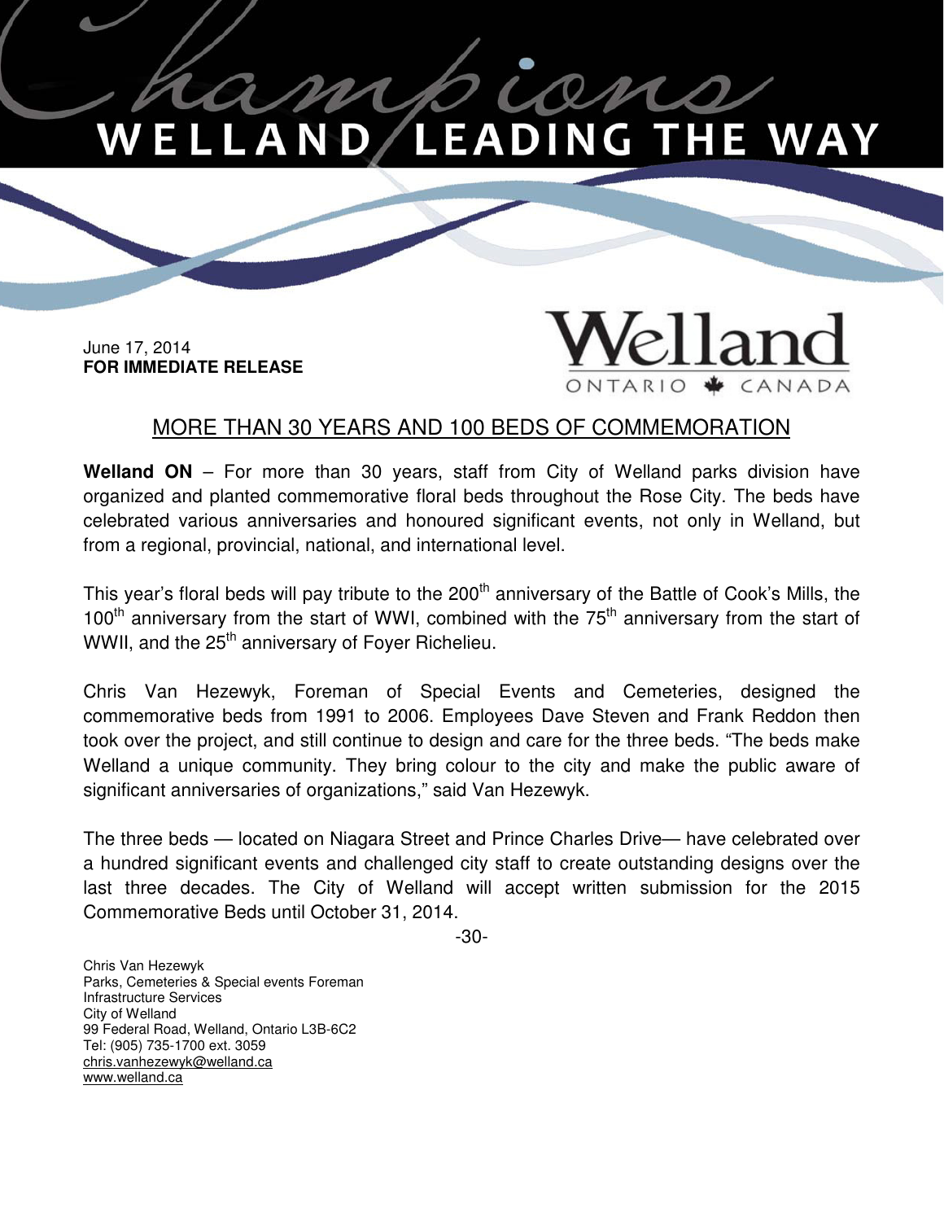Champions

WELLAND LEADING THE WAY

June 17, 2014
**FOR IMMEDIATE RELEASE**

Welland
ONTARIO CANADA

## MORE THAN 30 YEARS AND 100 BEDS OF COMMEMORATION

**Welland ON** – For more than 30 years, staff from City of Welland parks division have organized and planted commemorative floral beds throughout the Rose City. The beds have celebrated various anniversaries and honoured significant events, not only in Welland, but from a regional, provincial, national, and international level.

This year's floral beds will pay tribute to the 200th anniversary of the Battle of Cook's Mills, the 100th anniversary from the start of WWI, combined with the 75th anniversary from the start of WWII, and the 25th anniversary of Foyer Richelieu.

Chris Van Hezewyk, Foreman of Special Events and Cemeteries, designed the commemorative beds from 1991 to 2006. Employees Dave Steven and Frank Reddon then took over the project, and still continue to design and care for the three beds. "The beds make Welland a unique community. They bring colour to the city and make the public aware of significant anniversaries of organizations," said Van Hezewyk.

The three beds — located on Niagara Street and Prince Charles Drive— have celebrated over a hundred significant events and challenged city staff to create outstanding designs over the last three decades. The City of Welland will accept written submission for the 2015 Commemorative Beds until October 31, 2014.

-30-

Chris Van Hezewyk
Parks, Cemeteries & Special events Foreman
Infrastructure Services
City of Welland
99 Federal Road, Welland, Ontario L3B-6C2
Tel: (905) 735-1700 ext. 3059
chris.vanhezewyk@welland.ca
www.welland.ca